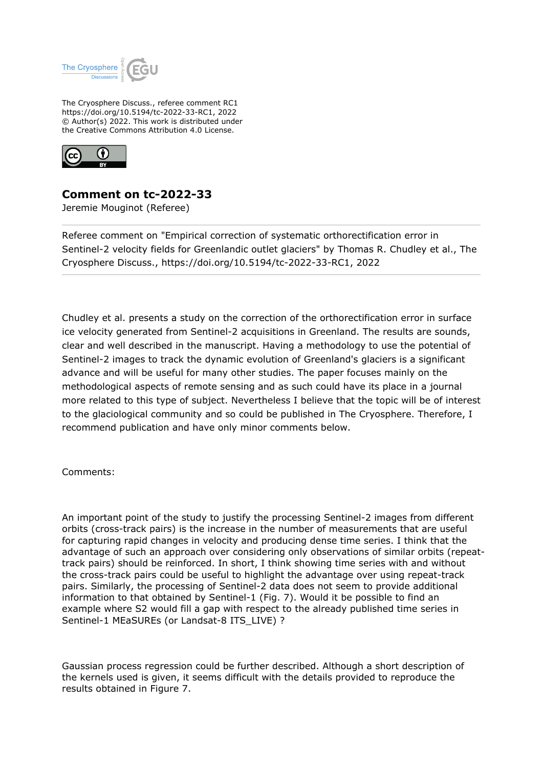The Cryosphere Discuss., referee comment RC1
https://doi.org/10.5194/tc-2022-33-RC1, 2022
© Author(s) 2022. This work is distributed under
the Creative Commons Attribution 4.0 License.

## Comment on tc-2022-33

Jeremie Mouginot (Referee)

---

Referee comment on "Empirical correction of systematic orthorectification error in Sentinel-2 velocity fields for Greenlandic outlet glaciers" by Thomas R. Chudley et al., The Cryosphere Discuss., https://doi.org/10.5194/tc-2022-33-RC1, 2022

---

Chudley et al. presents a study on the correction of the orthorectification error in surface ice velocity generated from Sentinel-2 acquisitions in Greenland. The results are sounds, clear and well described in the manuscript. Having a methodology to use the potential of Sentinel-2 images to track the dynamic evolution of Greenland's glaciers is a significant advance and will be useful for many other studies. The paper focuses mainly on the methodological aspects of remote sensing and as such could have its place in a journal more related to this type of subject. Nevertheless I believe that the topic will be of interest to the glaciological community and so could be published in The Cryosphere. Therefore, I recommend publication and have only minor comments below.

Comments:

An important point of the study to justify the processing Sentinel-2 images from different orbits (cross-track pairs) is the increase in the number of measurements that are useful for capturing rapid changes in velocity and producing dense time series. I think that the advantage of such an approach over considering only observations of similar orbits (repeat-track pairs) should be reinforced. In short, I think showing time series with and without the cross-track pairs could be useful to highlight the advantage over using repeat-track pairs. Similarly, the processing of Sentinel-2 data does not seem to provide additional information to that obtained by Sentinel-1 (Fig. 7). Would it be possible to find an example where S2 would fill a gap with respect to the already published time series in Sentinel-1 MEaSUREs (or Landsat-8 ITS_LIVE) ?

Gaussian process regression could be further described. Although a short description of the kernels used is given, it seems difficult with the details provided to reproduce the results obtained in Figure 7.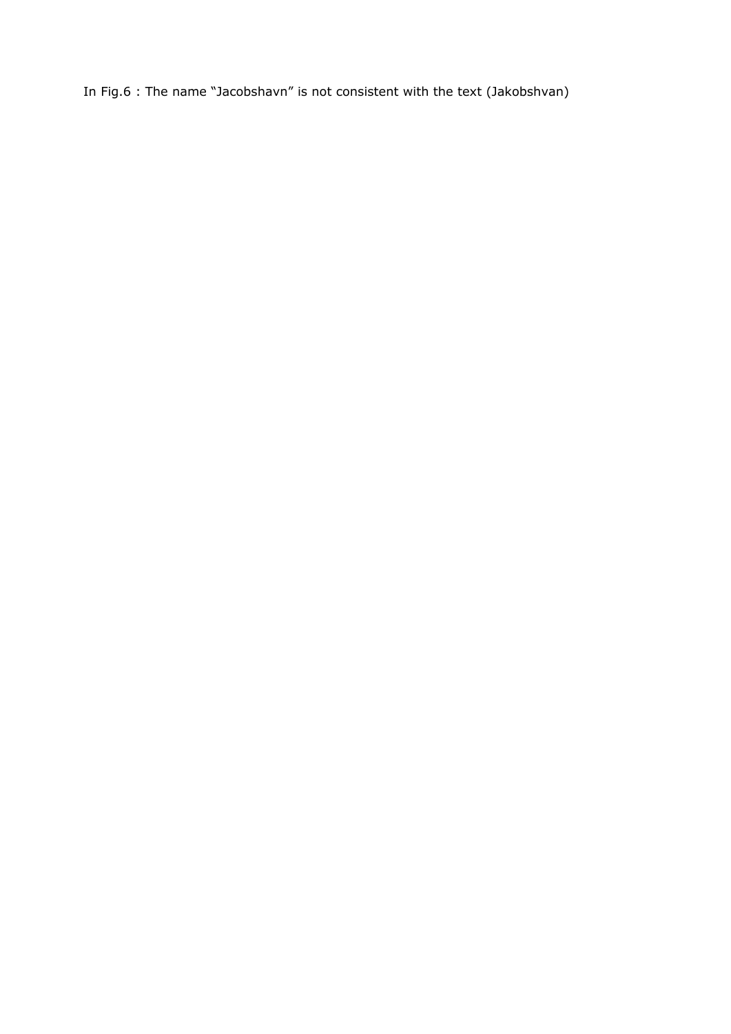In Fig.6 : The name “Jacobshavn” is not consistent with the text (Jakobshvan)